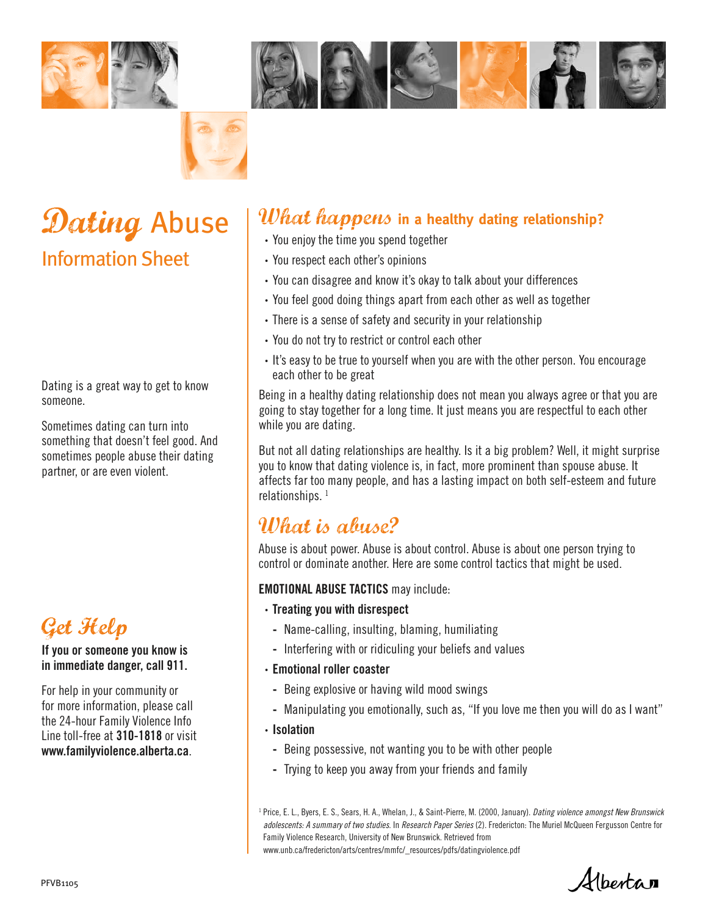# Dating Abuse

## Information Sheet

Dating is a great way to get to know someone.

Sometimes dating can turn into something that doesn't feel good. And sometimes people abuse their dating partner, or are even violent.

## Get Help

**If you or someone you know is in immediate danger, call 911.**

For help in your community or for more information, please call the 24-hour Family Violence Info Line toll-free at **310-1818** or visit **www.familyviolence.alberta.ca**.

## What happens in a healthy dating relationship?

- You enjoy the time you spend together
- You respect each other's opinions
- You can disagree and know it's okay to talk about your differences
- You feel good doing things apart from each other as well as together
- There is a sense of safety and security in your relationship
- You do not try to restrict or control each other
- It's easy to be true to yourself when you are with the other person. You encourage each other to be great

Being in a healthy dating relationship does not mean you always agree or that you are going to stay together for a long time. It just means you are respectful to each other while you are dating.

But not all dating relationships are healthy. Is it a big problem? Well, it might surprise you to know that dating violence is, in fact, more prominent than spouse abuse. It affects far too many people, and has a lasting impact on both self-esteem and future relationships. [1]

## What is abuse?

Abuse is about power. Abuse is about control. Abuse is about one person trying to control or dominate another. Here are some control tactics that might be used.

**EMOTIONAL ABUSE TACTICS** may include:

- **Treating you with disrespect**
  - Name-calling, insulting, blaming, humiliating
  - Interfering with or ridiculing your beliefs and values
- **Emotional roller coaster**
  - Being explosive or having wild mood swings
  - Manipulating you emotionally, such as, "If you love me then you will do as I want"
- **Isolation**
  - Being possessive, not wanting you to be with other people
  - Trying to keep you away from your friends and family

[1] Price, E. L., Byers, E. S., Sears, H. A., Whelan, J., & Saint-Pierre, M. (2000, January). *Dating violence amongst New Brunswick adolescents: A summary of two studies.* In *Research Paper Series* (2). Fredericton: The Muriel McQueen Fergusson Centre for Family Violence Research, University of New Brunswick. Retrieved from www.unb.ca/fredericton/arts/centres/mmfc/_resources/pdfs/datingviolence.pdf

PFVB1105

Alberta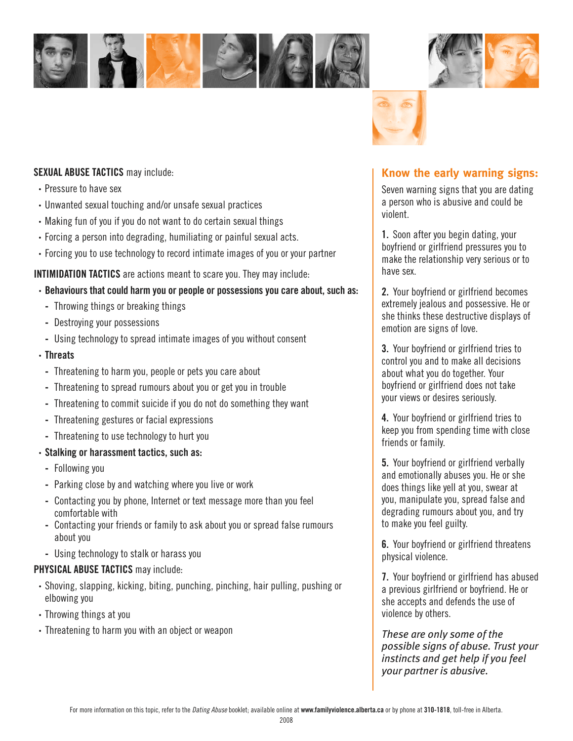**SEXUAL ABUSE TACTICS** may include:

- Pressure to have sex
- Unwanted sexual touching and/or unsafe sexual practices
- Making fun of you if you do not want to do certain sexual things
- Forcing a person into degrading, humiliating or painful sexual acts.
- Forcing you to use technology to record intimate images of you or your partner

**INTIMIDATION TACTICS** are actions meant to scare you. They may include:

- **Behaviours that could harm you or people or possessions you care about, such as:**
  - Throwing things or breaking things
  - Destroying your possessions
  - Using technology to spread intimate images of you without consent
- **Threats**
  - Threatening to harm you, people or pets you care about
  - Threatening to spread rumours about you or get you in trouble
  - Threatening to commit suicide if you do not do something they want
  - Threatening gestures or facial expressions
  - Threatening to use technology to hurt you
- **Stalking or harassment tactics, such as:**
  - Following you
  - Parking close by and watching where you live or work
  - Contacting you by phone, Internet or text message more than you feel comfortable with
  - Contacting your friends or family to ask about you or spread false rumours about you
  - Using technology to stalk or harass you

**PHYSICAL ABUSE TACTICS** may include:

- Shoving, slapping, kicking, biting, punching, pinching, hair pulling, pushing or elbowing you
- Throwing things at you
- Threatening to harm you with an object or weapon

## Know the early warning signs:

Seven warning signs that you are dating a person who is abusive and could be violent.

**1.** Soon after you begin dating, your boyfriend or girlfriend pressures you to make the relationship very serious or to have sex.

**2.** Your boyfriend or girlfriend becomes extremely jealous and possessive. He or she thinks these destructive displays of emotion are signs of love.

**3.** Your boyfriend or girlfriend tries to control you and to make all decisions about what you do together. Your boyfriend or girlfriend does not take your views or desires seriously.

**4.** Your boyfriend or girlfriend tries to keep you from spending time with close friends or family.

**5.** Your boyfriend or girlfriend verbally and emotionally abuses you. He or she does things like yell at you, swear at you, manipulate you, spread false and degrading rumours about you, and try to make you feel guilty.

**6.** Your boyfriend or girlfriend threatens physical violence.

**7.** Your boyfriend or girlfriend has abused a previous girlfriend or boyfriend. He or she accepts and defends the use of violence by others.

*These are only some of the possible signs of abuse. Trust your instincts and get help if you feel your partner is abusive.*

For more information on this topic, refer to the *Dating Abuse* booklet; available online at **www.familyviolence.alberta.ca** or by phone at **310-1818**, toll-free in Alberta.

2008